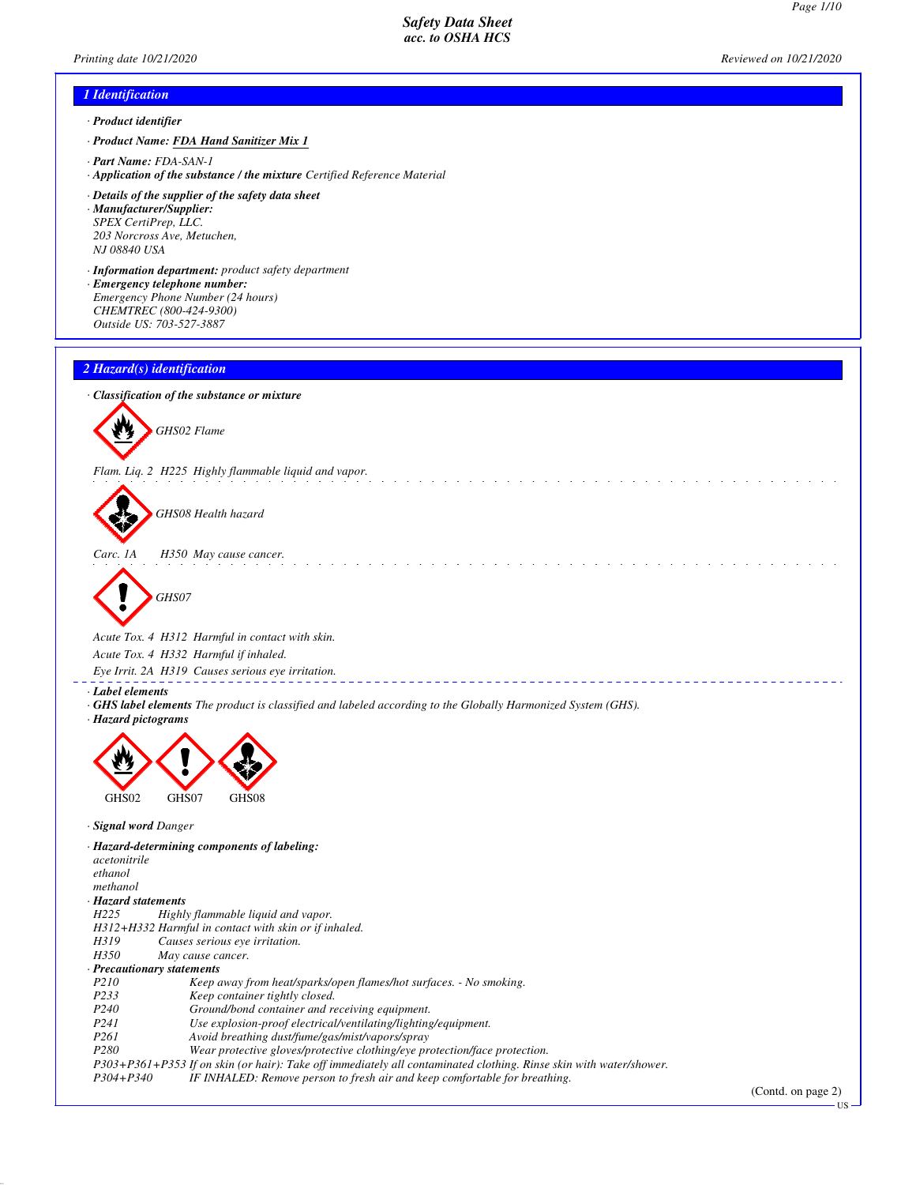# Safety Data Sheet
## acc. to OSHA HCS

Printing date 10/21/2020 Reviewed on 10/21/2020

## 1 Identification

· **Product identifier**

· **Product Name: FDA Hand Sanitizer Mix 1**

· **Part Name:** FDA-SAN-1

· **Application of the substance / the mixture** Certified Reference Material

· **Details of the supplier of the safety data sheet**

· **Manufacturer/Supplier:**
SPEX CertiPrep, LLC.
203 Norcross Ave, Metuchen,
NJ 08840 USA

· **Information department:** product safety department

· **Emergency telephone number:**
Emergency Phone Number (24 hours)
CHEMTREC (800-424-9300)
Outside US: 703-527-3887

## 2 Hazard(s) identification

· **Classification of the substance or mixture**

GHS02 Flame

Flam. Liq. 2 H225 Highly flammable liquid and vapor.

GHS08 Health hazard

Carc. 1A H350 May cause cancer.

GHS07

Acute Tox. 4 H312 Harmful in contact with skin.

Acute Tox. 4 H332 Harmful if inhaled.

Eye Irrit. 2A H319 Causes serious eye irritation.

· **Label elements**

· **GHS label elements** The product is classified and labeled according to the Globally Harmonized System (GHS).

· **Hazard pictograms**

GHS02 GHS07 GHS08

· **Signal word** Danger

· **Hazard-determining components of labeling:**
acetonitrile
ethanol
methanol

· **Hazard statements**

| | |
|---|---|
| H225 | Highly flammable liquid and vapor. |
| H312+H332 | Harmful in contact with skin or if inhaled. |
| H319 | Causes serious eye irritation. |
| H350 | May cause cancer. |

· **Precautionary statements**

| | |
|---|---|
| P210 | Keep away from heat/sparks/open flames/hot surfaces. - No smoking. |
| P233 | Keep container tightly closed. |
| P240 | Ground/bond container and receiving equipment. |
| P241 | Use explosion-proof electrical/ventilating/lighting/equipment. |
| P261 | Avoid breathing dust/fume/gas/mist/vapors/spray |
| P280 | Wear protective gloves/protective clothing/eye protection/face protection. |
| P303+P361+P353 | If on skin (or hair): Take off immediately all contaminated clothing. Rinse skin with water/shower. |
| P304+P340 | IF INHALED: Remove person to fresh air and keep comfortable for breathing. |

(Contd. on page 2)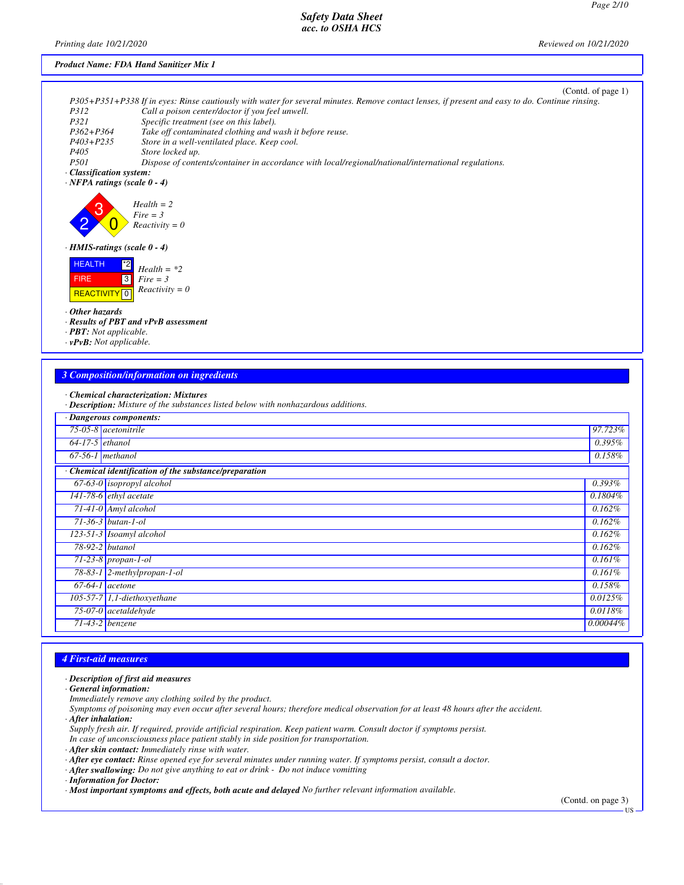**Product Name: FDA Hand Sanitizer Mix 1**

(Contd. of page 1)

P305+P351+P338 If in eyes: Rinse cautiously with water for several minutes. Remove contact lenses, if present and easy to do. Continue rinsing.
P312 Call a poison center/doctor if you feel unwell.
P321 Specific treatment (see on this label).
P362+P364 Take off contaminated clothing and wash it before reuse.
P403+P235 Store in a well-ventilated place. Keep cool.
P405 Store locked up.
P501 Dispose of contents/container in accordance with local/regional/national/international regulations.

· **Classification system:**
· **NFPA ratings (scale 0 - 4)**

Health = 2
Fire = 3
Reactivity = 0

· **HMIS-ratings (scale 0 - 4)**

HEALTH *2
FIRE 3
REACTIVITY 0

Health = *2
Fire = 3
Reactivity = 0

· **Other hazards**
· **Results of PBT and vPvB assessment**
· **PBT:** Not applicable.
· **vPvB:** Not applicable.

## 3 Composition/information on ingredients

· **Chemical characterization: Mixtures**
· **Description:** Mixture of the substances listed below with nonhazardous additions.

· **Dangerous components:**

| | | |
|---|---|---|
| 75-05-8 | acetonitrile | 97.723% |
| 64-17-5 | ethanol | 0.395% |
| 67-56-1 | methanol | 0.158% |

· **Chemical identification of the substance/preparation**

| | | |
|---|---|---|
| 67-63-0 | isopropyl alcohol | 0.393% |
| 141-78-6 | ethyl acetate | 0.1804% |
| 71-41-0 | Amyl alcohol | 0.162% |
| 71-36-3 | butan-1-ol | 0.162% |
| 123-51-3 | Isoamyl alcohol | 0.162% |
| 78-92-2 | butanol | 0.162% |
| 71-23-8 | propan-1-ol | 0.161% |
| 78-83-1 | 2-methylpropan-1-ol | 0.161% |
| 67-64-1 | acetone | 0.158% |
| 105-57-7 | 1,1-diethoxyethane | 0.0125% |
| 75-07-0 | acetaldehyde | 0.0118% |
| 71-43-2 | benzene | 0.00044% |

## 4 First-aid measures

· **Description of first aid measures**
· **General information:**
Immediately remove any clothing soiled by the product.
Symptoms of poisoning may even occur after several hours; therefore medical observation for at least 48 hours after the accident.
· **After inhalation:**
Supply fresh air. If required, provide artificial respiration. Keep patient warm. Consult doctor if symptoms persist.
In case of unconsciousness place patient stably in side position for transportation.
· **After skin contact:** Immediately rinse with water.
· **After eye contact:** Rinse opened eye for several minutes under running water. If symptoms persist, consult a doctor.
· **After swallowing:** Do not give anything to eat or drink - Do not induce vomitting
· **Information for Doctor:**
· **Most important symptoms and effects, both acute and delayed** No further relevant information available.

(Contd. on page 3)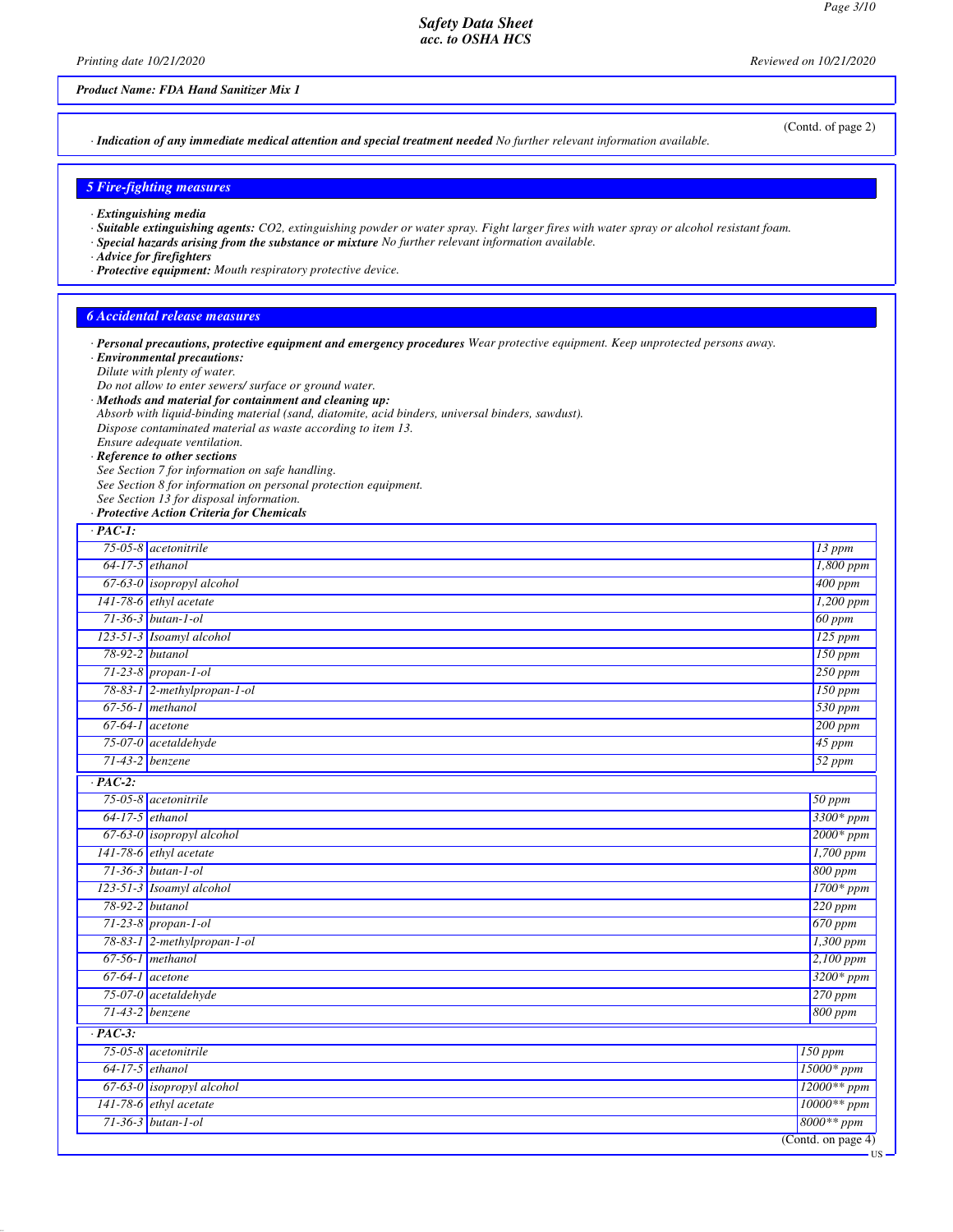*Product Name: FDA Hand Sanitizer Mix 1*

(Contd. of page 2)

· ***Indication of any immediate medical attention and special treatment needed*** *No further relevant information available.*

## 5 Fire-fighting measures

· ***Extinguishing media***
· ***Suitable extinguishing agents:*** *CO2, extinguishing powder or water spray. Fight larger fires with water spray or alcohol resistant foam.*
· ***Special hazards arising from the substance or mixture*** *No further relevant information available.*
· ***Advice for firefighters***
· ***Protective equipment:*** *Mouth respiratory protective device.*

## 6 Accidental release measures

· ***Personal precautions, protective equipment and emergency procedures*** *Wear protective equipment. Keep unprotected persons away.*
· ***Environmental precautions:***
*Dilute with plenty of water.*
*Do not allow to enter sewers/ surface or ground water.*
· ***Methods and material for containment and cleaning up:***
*Absorb with liquid-binding material (sand, diatomite, acid binders, universal binders, sawdust).*
*Dispose contaminated material as waste according to item 13.*
*Ensure adequate ventilation.*
· ***Reference to other sections***
*See Section 7 for information on safe handling.*
*See Section 8 for information on personal protection equipment.*
*See Section 13 for disposal information.*
· ***Protective Action Criteria for Chemicals***

| | | |
|---|---|---|
| **· PAC-1:** | | |
| 75-05-8 | acetonitrile | 13 ppm |
| 64-17-5 | ethanol | 1,800 ppm |
| 67-63-0 | isopropyl alcohol | 400 ppm |
| 141-78-6 | ethyl acetate | 1,200 ppm |
| 71-36-3 | butan-1-ol | 60 ppm |
| 123-51-3 | Isoamyl alcohol | 125 ppm |
| 78-92-2 | butanol | 150 ppm |
| 71-23-8 | propan-1-ol | 250 ppm |
| 78-83-1 | 2-methylpropan-1-ol | 150 ppm |
| 67-56-1 | methanol | 530 ppm |
| 67-64-1 | acetone | 200 ppm |
| 75-07-0 | acetaldehyde | 45 ppm |
| 71-43-2 | benzene | 52 ppm |
| **· PAC-2:** | | |
| 75-05-8 | acetonitrile | 50 ppm |
| 64-17-5 | ethanol | 3300* ppm |
| 67-63-0 | isopropyl alcohol | 2000* ppm |
| 141-78-6 | ethyl acetate | 1,700 ppm |
| 71-36-3 | butan-1-ol | 800 ppm |
| 123-51-3 | Isoamyl alcohol | 1700* ppm |
| 78-92-2 | butanol | 220 ppm |
| 71-23-8 | propan-1-ol | 670 ppm |
| 78-83-1 | 2-methylpropan-1-ol | 1,300 ppm |
| 67-56-1 | methanol | 2,100 ppm |
| 67-64-1 | acetone | 3200* ppm |
| 75-07-0 | acetaldehyde | 270 ppm |
| 71-43-2 | benzene | 800 ppm |
| **· PAC-3:** | | |
| 75-05-8 | acetonitrile | 150 ppm |
| 64-17-5 | ethanol | 15000* ppm |
| 67-63-0 | isopropyl alcohol | 12000** ppm |
| 141-78-6 | ethyl acetate | 10000** ppm |
| 71-36-3 | butan-1-ol | 8000** ppm |

(Contd. on page 4)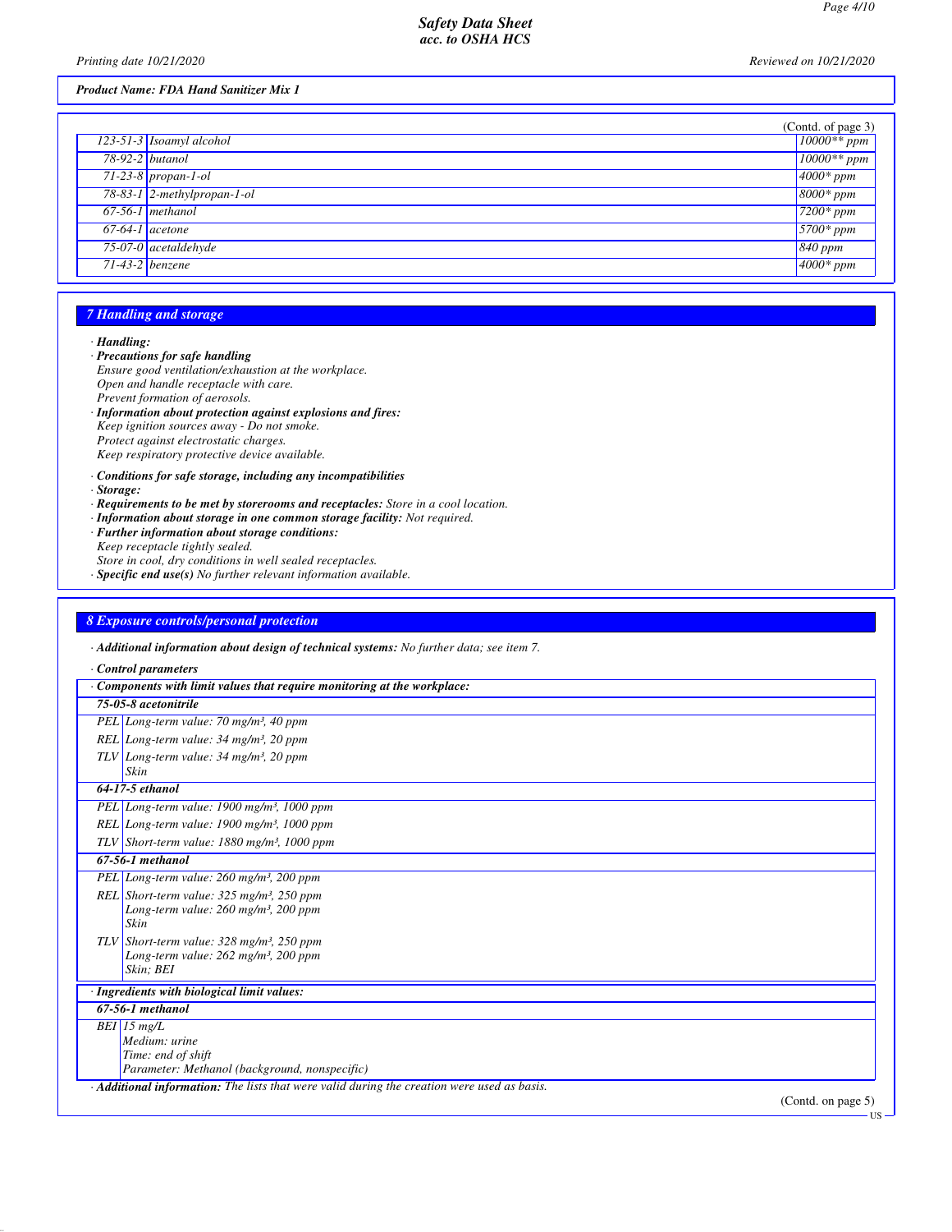**Product Name: FDA Hand Sanitizer Mix 1**

(Contd. of page 3)

| | | |
|---|---|---|
| 123-51-3 | Isoamyl alcohol | 10000** ppm |
| 78-92-2 | butanol | 10000** ppm |
| 71-23-8 | propan-1-ol | 4000* ppm |
| 78-83-1 | 2-methylpropan-1-ol | 8000* ppm |
| 67-56-1 | methanol | 7200* ppm |
| 67-64-1 | acetone | 5700* ppm |
| 75-07-0 | acetaldehyde | 840 ppm |
| 71-43-2 | benzene | 4000* ppm |

## 7 Handling and storage

· **Handling:**
· **Precautions for safe handling**
Ensure good ventilation/exhaustion at the workplace.
Open and handle receptacle with care.
Prevent formation of aerosols.
· **Information about protection against explosions and fires:**
Keep ignition sources away - Do not smoke.
Protect against electrostatic charges.
Keep respiratory protective device available.

· **Conditions for safe storage, including any incompatibilities**
· **Storage:**
· **Requirements to be met by storerooms and receptacles:** Store in a cool location.
· **Information about storage in one common storage facility:** Not required.
· **Further information about storage conditions:**
Keep receptacle tightly sealed.
Store in cool, dry conditions in well sealed receptacles.
· **Specific end use(s)** No further relevant information available.

## 8 Exposure controls/personal protection

· **Additional information about design of technical systems:** No further data; see item 7.

· **Control parameters**

| · Components with limit values that require monitoring at the workplace: | |
|---|---|
| **75-05-8 acetonitrile** | |
| PEL | Long-term value: 70 mg/m³, 40 ppm |
| REL | Long-term value: 34 mg/m³, 20 ppm |
| TLV | Long-term value: 34 mg/m³, 20 ppm<br>Skin |
| **64-17-5 ethanol** | |
| PEL | Long-term value: 1900 mg/m³, 1000 ppm |
| REL | Long-term value: 1900 mg/m³, 1000 ppm |
| TLV | Short-term value: 1880 mg/m³, 1000 ppm |
| **67-56-1 methanol** | |
| PEL | Long-term value: 260 mg/m³, 200 ppm |
| REL | Short-term value: 325 mg/m³, 250 ppm<br>Long-term value: 260 mg/m³, 200 ppm<br>Skin |
| TLV | Short-term value: 328 mg/m³, 250 ppm<br>Long-term value: 262 mg/m³, 200 ppm<br>Skin; BEI |

| · Ingredients with biological limit values: | |
|---|---|
| **67-56-1 methanol** | |
| BEI | 15 mg/L<br>Medium: urine<br>Time: end of shift<br>Parameter: Methanol (background, nonspecific) |

· **Additional information:** The lists that were valid during the creation were used as basis.

(Contd. on page 5)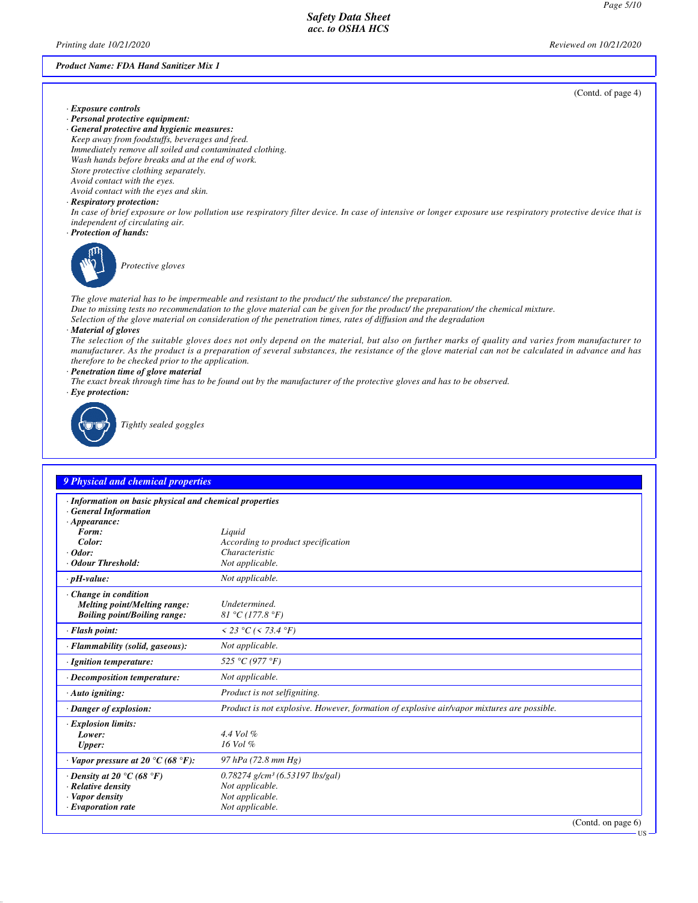**Product Name: FDA Hand Sanitizer Mix 1**

(Contd. of page 4)

· **Exposure controls**
· **Personal protective equipment:**
· **General protective and hygienic measures:**
Keep away from foodstuffs, beverages and feed.
Immediately remove all soiled and contaminated clothing.
Wash hands before breaks and at the end of work.
Store protective clothing separately.
Avoid contact with the eyes.
Avoid contact with the eyes and skin.
· **Respiratory protection:**
In case of brief exposure or low pollution use respiratory filter device. In case of intensive or longer exposure use respiratory protective device that is independent of circulating air.
· **Protection of hands:**

Protective gloves

The glove material has to be impermeable and resistant to the product/ the substance/ the preparation.
Due to missing tests no recommendation to the glove material can be given for the product/ the preparation/ the chemical mixture.
Selection of the glove material on consideration of the penetration times, rates of diffusion and the degradation
· **Material of gloves**
The selection of the suitable gloves does not only depend on the material, but also on further marks of quality and varies from manufacturer to manufacturer. As the product is a preparation of several substances, the resistance of the glove material can not be calculated in advance and has therefore to be checked prior to the application.
· **Penetration time of glove material**
The exact break through time has to be found out by the manufacturer of the protective gloves and has to be observed.
· **Eye protection:**

Tightly sealed goggles

## 9 Physical and chemical properties

| | |
|---|---|
| · **Information on basic physical and chemical properties** | |
| · **General Information** | |
| · **Appearance:** | |
| **Form:** | Liquid |
| **Color:** | According to product specification |
| · **Odor:** | Characteristic |
| · **Odour Threshold:** | Not applicable. |
| · **pH-value:** | Not applicable. |
| · **Change in condition** | |
| **Melting point/Melting range:** | Undetermined. |
| **Boiling point/Boiling range:** | 81 °C (177.8 °F) |
| · **Flash point:** | < 23 °C (< 73.4 °F) |
| · **Flammability (solid, gaseous):** | Not applicable. |
| · **Ignition temperature:** | 525 °C (977 °F) |
| · **Decomposition temperature:** | Not applicable. |
| · **Auto igniting:** | Product is not selfigniting. |
| · **Danger of explosion:** | Product is not explosive. However, formation of explosive air/vapor mixtures are possible. |
| · **Explosion limits:** | |
| **Lower:** | 4.4 Vol % |
| **Upper:** | 16 Vol % |
| · **Vapor pressure at 20 °C (68 °F):** | 97 hPa (72.8 mm Hg) |
| · **Density at 20 °C (68 °F)** | 0.78274 g/cm³ (6.53197 lbs/gal) |
| · **Relative density** | Not applicable. |
| · **Vapor density** | Not applicable. |
| · **Evaporation rate** | Not applicable. |

(Contd. on page 6)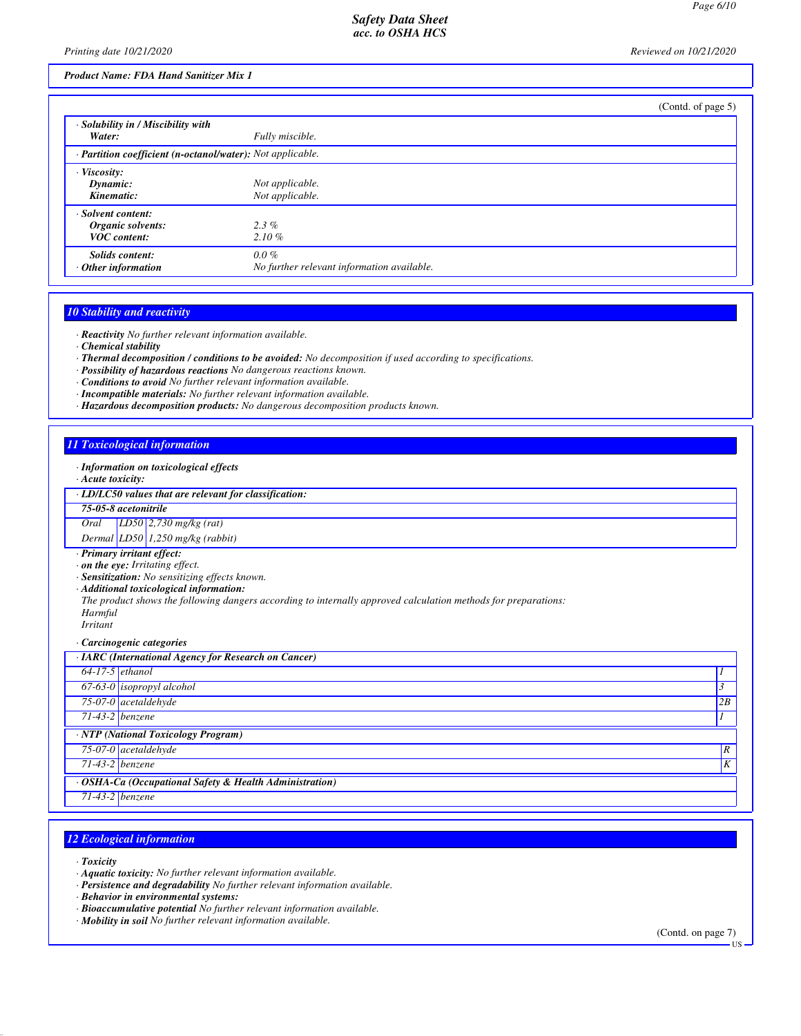Product Name: FDA Hand Sanitizer Mix 1

(Contd. of page 5)

| | |
|---|---|
| **· Solubility in / Miscibility with** | |
| **Water:** | Fully miscible. |
| **· Partition coefficient (n-octanol/water):** | Not applicable. |
| **· Viscosity:** | |
| **Dynamic:** | Not applicable. |
| **Kinematic:** | Not applicable. |
| **· Solvent content:** | |
| **Organic solvents:** | 2.3 % |
| **VOC content:** | 2.10 % |
| **Solids content:** | 0.0 % |
| **· Other information** | No further relevant information available. |

## 10 Stability and reactivity

- **Reactivity** No further relevant information available.
- **Chemical stability**
- **Thermal decomposition / conditions to be avoided:** No decomposition if used according to specifications.
- **Possibility of hazardous reactions** No dangerous reactions known.
- **Conditions to avoid** No further relevant information available.
- **Incompatible materials:** No further relevant information available.
- **Hazardous decomposition products:** No dangerous decomposition products known.

## 11 Toxicological information

- **Information on toxicological effects**
- **Acute toxicity:**

| **· LD/LC50 values that are relevant for classification:** | | |
|---|---|---|
| **75-05-8 acetonitrile** | | |
| Oral | LD50 | 2,730 mg/kg (rat) |
| Dermal | LD50 | 1,250 mg/kg (rabbit) |

- **Primary irritant effect:**
- **on the eye:** Irritating effect.
- **Sensitization:** No sensitizing effects known.
- **Additional toxicological information:**

The product shows the following dangers according to internally approved calculation methods for preparations:
Harmful
Irritant

- **Carcinogenic categories**

| **· IARC (International Agency for Research on Cancer)** | | |
|---|---|---|
| 64-17-5 | ethanol | 1 |
| 67-63-0 | isopropyl alcohol | 3 |
| 75-07-0 | acetaldehyde | 2B |
| 71-43-2 | benzene | 1 |

| **· NTP (National Toxicology Program)** | | |
|---|---|---|
| 75-07-0 | acetaldehyde | R |
| 71-43-2 | benzene | K |

| **· OSHA-Ca (Occupational Safety & Health Administration)** | |
|---|---|
| 71-43-2 | benzene |

## 12 Ecological information

- **Toxicity**
- **Aquatic toxicity:** No further relevant information available.
- **Persistence and degradability** No further relevant information available.
- **Behavior in environmental systems:**
- **Bioaccumulative potential** No further relevant information available.
- **Mobility in soil** No further relevant information available.

(Contd. on page 7)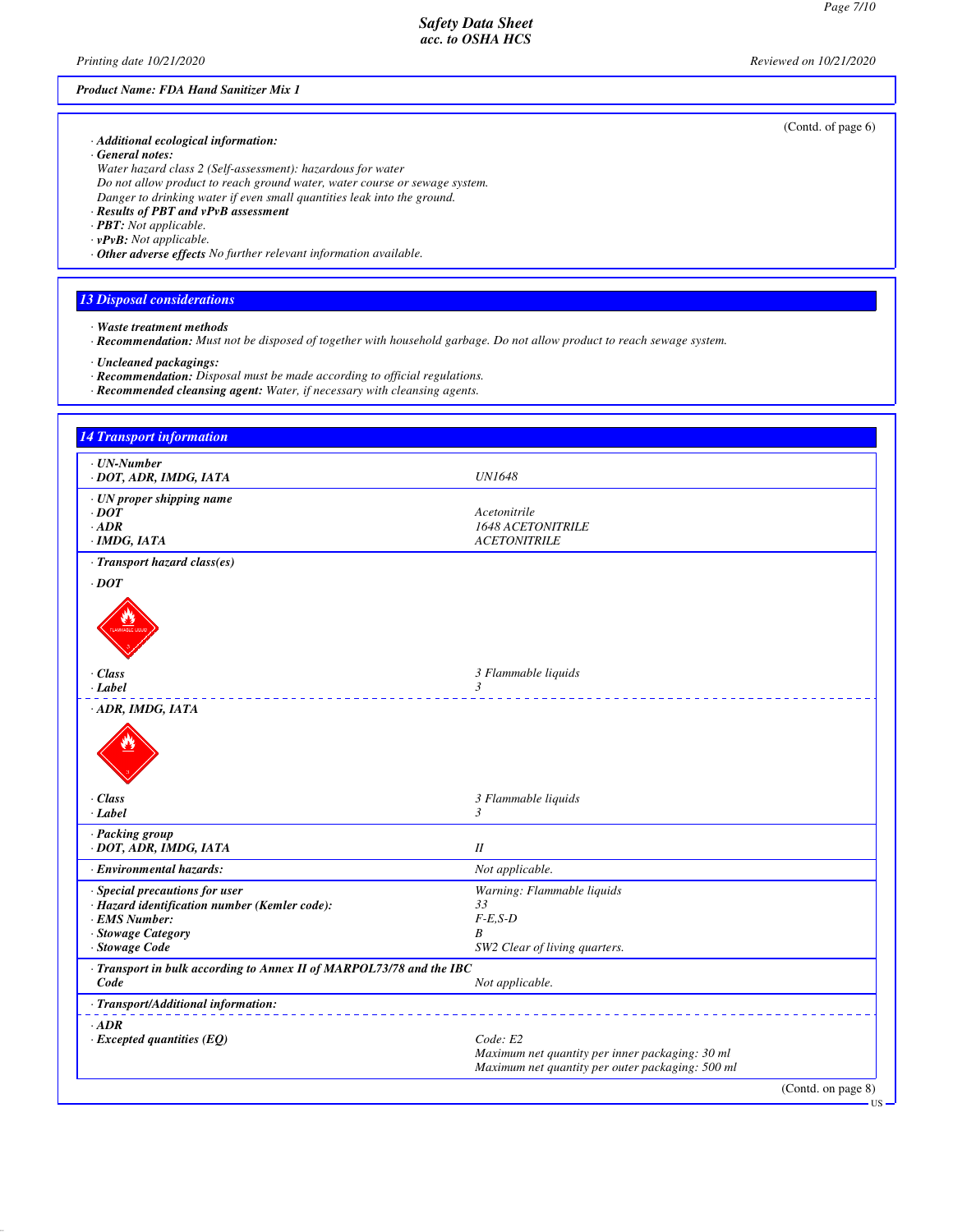Product Name: FDA Hand Sanitizer Mix 1

(Contd. of page 6)

· **Additional ecological information:**
· **General notes:**
Water hazard class 2 (Self-assessment): hazardous for water
Do not allow product to reach ground water, water course or sewage system.
Danger to drinking water if even small quantities leak into the ground.
· **Results of PBT and vPvB assessment**
· **PBT:** Not applicable.
· **vPvB:** Not applicable.
· **Other adverse effects** No further relevant information available.

## 13 Disposal considerations

· **Waste treatment methods**
· **Recommendation:** Must not be disposed of together with household garbage. Do not allow product to reach sewage system.

· **Uncleaned packagings:**
· **Recommendation:** Disposal must be made according to official regulations.
· **Recommended cleansing agent:** Water, if necessary with cleansing agents.

## 14 Transport information

| | |
|---|---|
| · **UN-Number** | |
| · **DOT, ADR, IMDG, IATA** | UN1648 |
| · **UN proper shipping name** | |
| · **DOT** | Acetonitrile |
| · **ADR** | 1648 ACETONITRILE |
| · **IMDG, IATA** | ACETONITRILE |
| · **Transport hazard class(es)** | |
| · **DOT** | |
| · **Class** | 3 Flammable liquids |
| · **Label** | 3 |
| · **ADR, IMDG, IATA** | |
| · **Class** | 3 Flammable liquids |
| · **Label** | 3 |
| · **Packing group** | |
| · **DOT, ADR, IMDG, IATA** | II |
| · **Environmental hazards:** | Not applicable. |
| · **Special precautions for user** | Warning: Flammable liquids |
| · **Hazard identification number (Kemler code):** | 33 |
| · **EMS Number:** | F-E,S-D |
| · **Stowage Category** | B |
| · **Stowage Code** | SW2 Clear of living quarters. |
| · **Transport in bulk according to Annex II of MARPOL73/78 and the IBC Code** | Not applicable. |
| · **Transport/Additional information:** | |
| · **ADR** | |
| · **Excepted quantities (EQ)** | Code: E2<br>Maximum net quantity per inner packaging: 30 ml<br>Maximum net quantity per outer packaging: 500 ml |

(Contd. on page 8)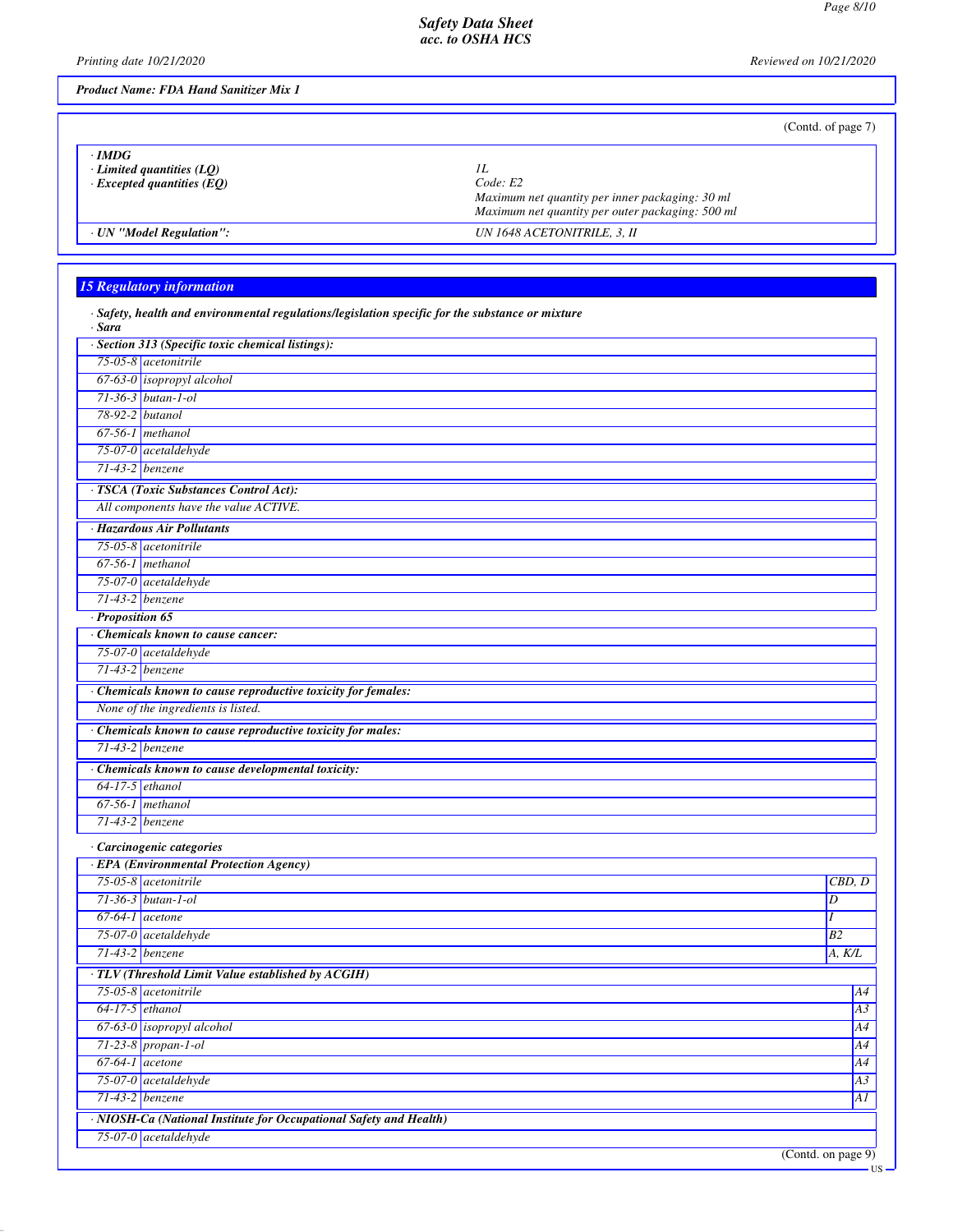Product Name: FDA Hand Sanitizer Mix 1

(Contd. of page 7)

| | |
|---|---|
| · **IMDG** | |
| · **Limited quantities (LQ)** | 1L |
| · **Excepted quantities (EQ)** | Code: E2<br>Maximum net quantity per inner packaging: 30 ml<br>Maximum net quantity per outer packaging: 500 ml |
| · **UN "Model Regulation":** | UN 1648 ACETONITRILE, 3, II |

## 15 Regulatory information

· **Safety, health and environmental regulations/legislation specific for the substance or mixture**

· **Sara**

| · Section 313 (Specific toxic chemical listings): | |
|---|---|
| 75-05-8 | acetonitrile |
| 67-63-0 | isopropyl alcohol |
| 71-36-3 | butan-1-ol |
| 78-92-2 | butanol |
| 67-56-1 | methanol |
| 75-07-0 | acetaldehyde |
| 71-43-2 | benzene |

· **TSCA (Toxic Substances Control Act):**

All components have the value ACTIVE.

| · Hazardous Air Pollutants | |
|---|---|
| 75-05-8 | acetonitrile |
| 67-56-1 | methanol |
| 75-07-0 | acetaldehyde |
| 71-43-2 | benzene |

· **Proposition 65**

| · Chemicals known to cause cancer: | |
|---|---|
| 75-07-0 | acetaldehyde |
| 71-43-2 | benzene |

· **Chemicals known to cause reproductive toxicity for females:**

None of the ingredients is listed.

| · Chemicals known to cause reproductive toxicity for males: | |
|---|---|
| 71-43-2 | benzene |

| · Chemicals known to cause developmental toxicity: | |
|---|---|
| 64-17-5 | ethanol |
| 67-56-1 | methanol |
| 71-43-2 | benzene |

· **Carcinogenic categories**

| · EPA (Environmental Protection Agency) | | |
|---|---|---|
| 75-05-8 | acetonitrile | CBD, D |
| 71-36-3 | butan-1-ol | D |
| 67-64-1 | acetone | I |
| 75-07-0 | acetaldehyde | B2 |
| 71-43-2 | benzene | A, K/L |

| · TLV (Threshold Limit Value established by ACGIH) | | |
|---|---|---|
| 75-05-8 | acetonitrile | A4 |
| 64-17-5 | ethanol | A3 |
| 67-63-0 | isopropyl alcohol | A4 |
| 71-23-8 | propan-1-ol | A4 |
| 67-64-1 | acetone | A4 |
| 75-07-0 | acetaldehyde | A3 |
| 71-43-2 | benzene | A1 |

| · NIOSH-Ca (National Institute for Occupational Safety and Health) | |
|---|---|
| 75-07-0 | acetaldehyde |

(Contd. on page 9)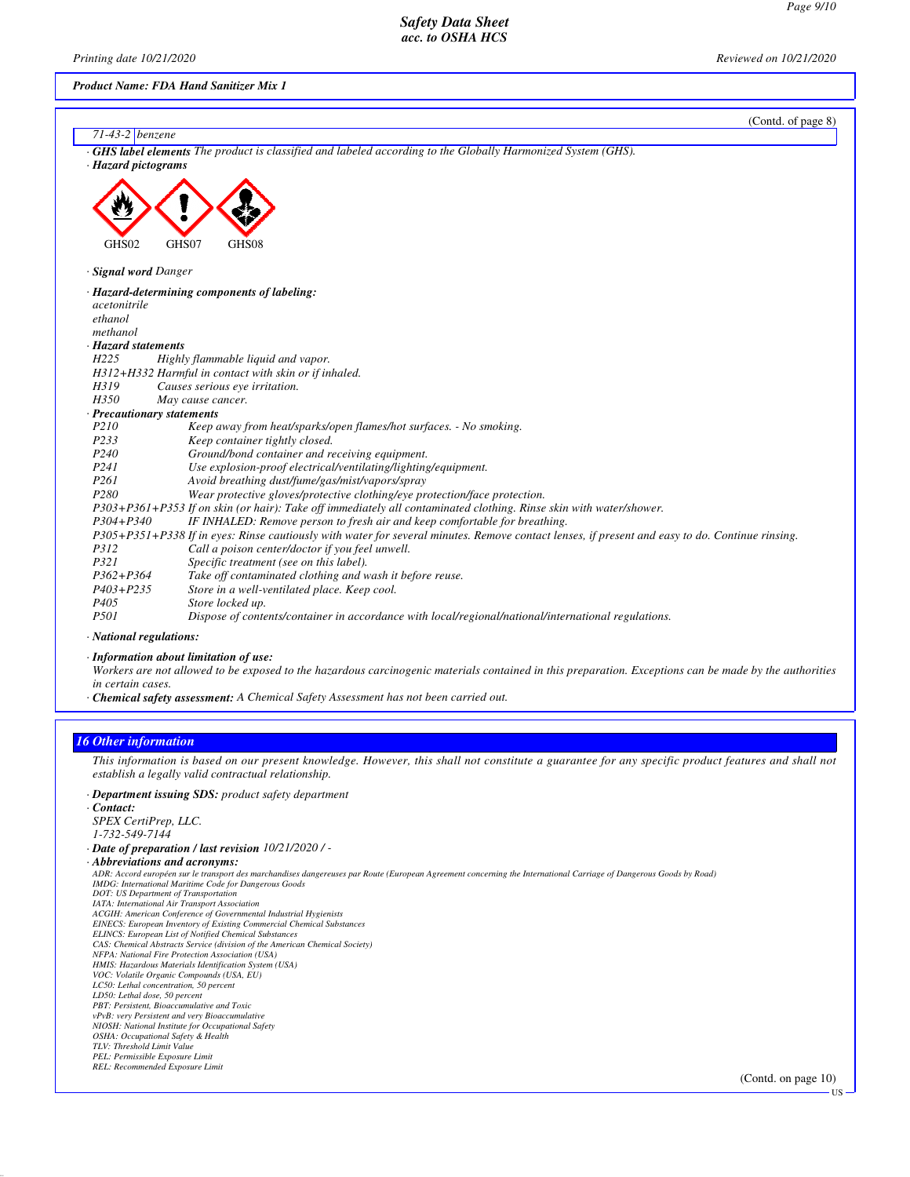(Contd. of page 8)

| | |
|---|---|
| 71-43-2 | benzene |

· **GHS label elements** The product is classified and labeled according to the Globally Harmonized System (GHS).

· **Hazard pictograms**

GHS02 GHS07 GHS08

· **Signal word** Danger

· **Hazard-determining components of labeling:**
acetonitrile
ethanol
methanol

· **Hazard statements**

H225 Highly flammable liquid and vapor.
H312+H332 Harmful in contact with skin or if inhaled.
H319 Causes serious eye irritation.
H350 May cause cancer.

· **Precautionary statements**

P210 Keep away from heat/sparks/open flames/hot surfaces. - No smoking.
P233 Keep container tightly closed.
P240 Ground/bond container and receiving equipment.
P241 Use explosion-proof electrical/ventilating/lighting/equipment.
P261 Avoid breathing dust/fume/gas/mist/vapors/spray
P280 Wear protective gloves/protective clothing/eye protection/face protection.
P303+P361+P353 If on skin (or hair): Take off immediately all contaminated clothing. Rinse skin with water/shower.
P304+P340 IF INHALED: Remove person to fresh air and keep comfortable for breathing.
P305+P351+P338 If in eyes: Rinse cautiously with water for several minutes. Remove contact lenses, if present and easy to do. Continue rinsing.
P312 Call a poison center/doctor if you feel unwell.
P321 Specific treatment (see on this label).
P362+P364 Take off contaminated clothing and wash it before reuse.
P403+P235 Store in a well-ventilated place. Keep cool.
P405 Store locked up.
P501 Dispose of contents/container in accordance with local/regional/national/international regulations.

· **National regulations:**

· **Information about limitation of use:**
Workers are not allowed to be exposed to the hazardous carcinogenic materials contained in this preparation. Exceptions can be made by the authorities in certain cases.

· **Chemical safety assessment:** A Chemical Safety Assessment has not been carried out.

## 16 Other information

This information is based on our present knowledge. However, this shall not constitute a guarantee for any specific product features and shall not establish a legally valid contractual relationship.

· **Department issuing SDS:** product safety department

· **Contact:**
SPEX CertiPrep, LLC.
1-732-549-7144

· **Date of preparation / last revision** 10/21/2020 / -

· **Abbreviations and acronyms:**
ADR: Accord européen sur le transport des marchandises dangereuses par Route (European Agreement concerning the International Carriage of Dangerous Goods by Road)
IMDG: International Maritime Code for Dangerous Goods
DOT: US Department of Transportation
IATA: International Air Transport Association
ACGIH: American Conference of Governmental Industrial Hygienists
EINECS: European Inventory of Existing Commercial Chemical Substances
ELINCS: European List of Notified Chemical Substances
CAS: Chemical Abstracts Service (division of the American Chemical Society)
NFPA: National Fire Protection Association (USA)
HMIS: Hazardous Materials Identification System (USA)
VOC: Volatile Organic Compounds (USA, EU)
LC50: Lethal concentration, 50 percent
LD50: Lethal dose, 50 percent
PBT: Persistent, Bioaccumulative and Toxic
vPvB: very Persistent and very Bioaccumulative
NIOSH: National Institute for Occupational Safety
OSHA: Occupational Safety & Health
TLV: Threshold Limit Value
PEL: Permissible Exposure Limit
REL: Recommended Exposure Limit

(Contd. on page 10)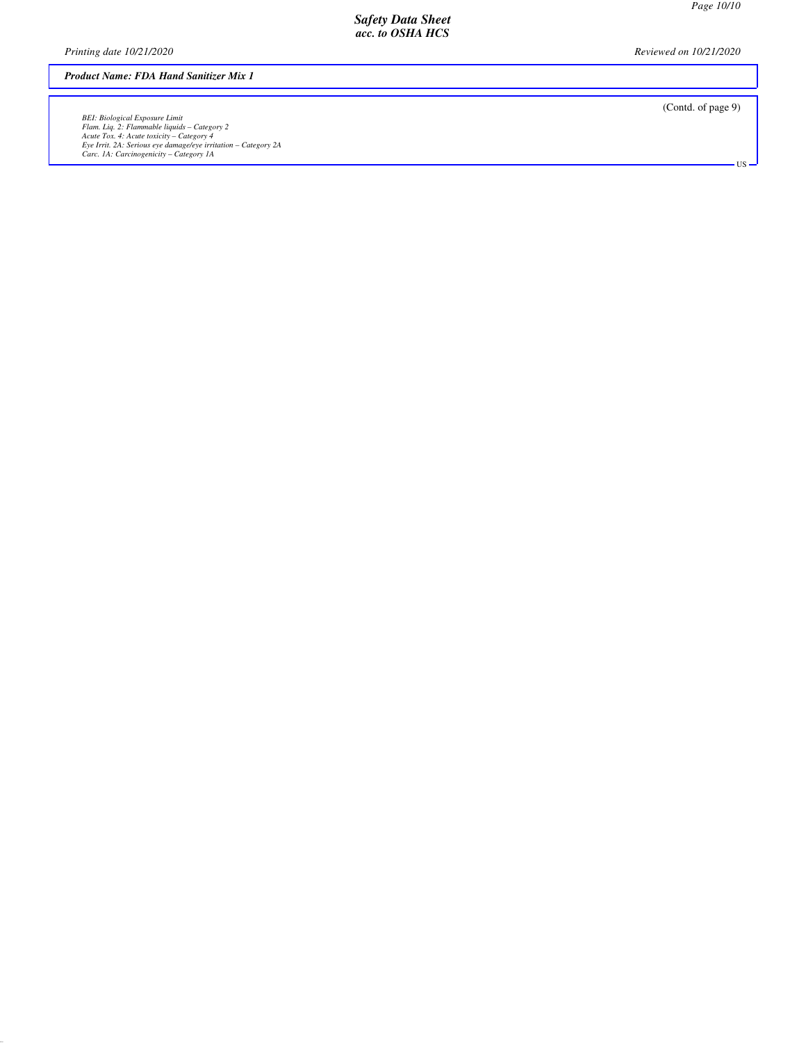*Product Name: FDA Hand Sanitizer Mix 1*

(Contd. of page 9)

*BEI: Biological Exposure Limit*
*Flam. Liq. 2: Flammable liquids – Category 2*
*Acute Tox. 4: Acute toxicity – Category 4*
*Eye Irrit. 2A: Serious eye damage/eye irritation – Category 2A*
*Carc. 1A: Carcinogenicity – Category 1A*

US